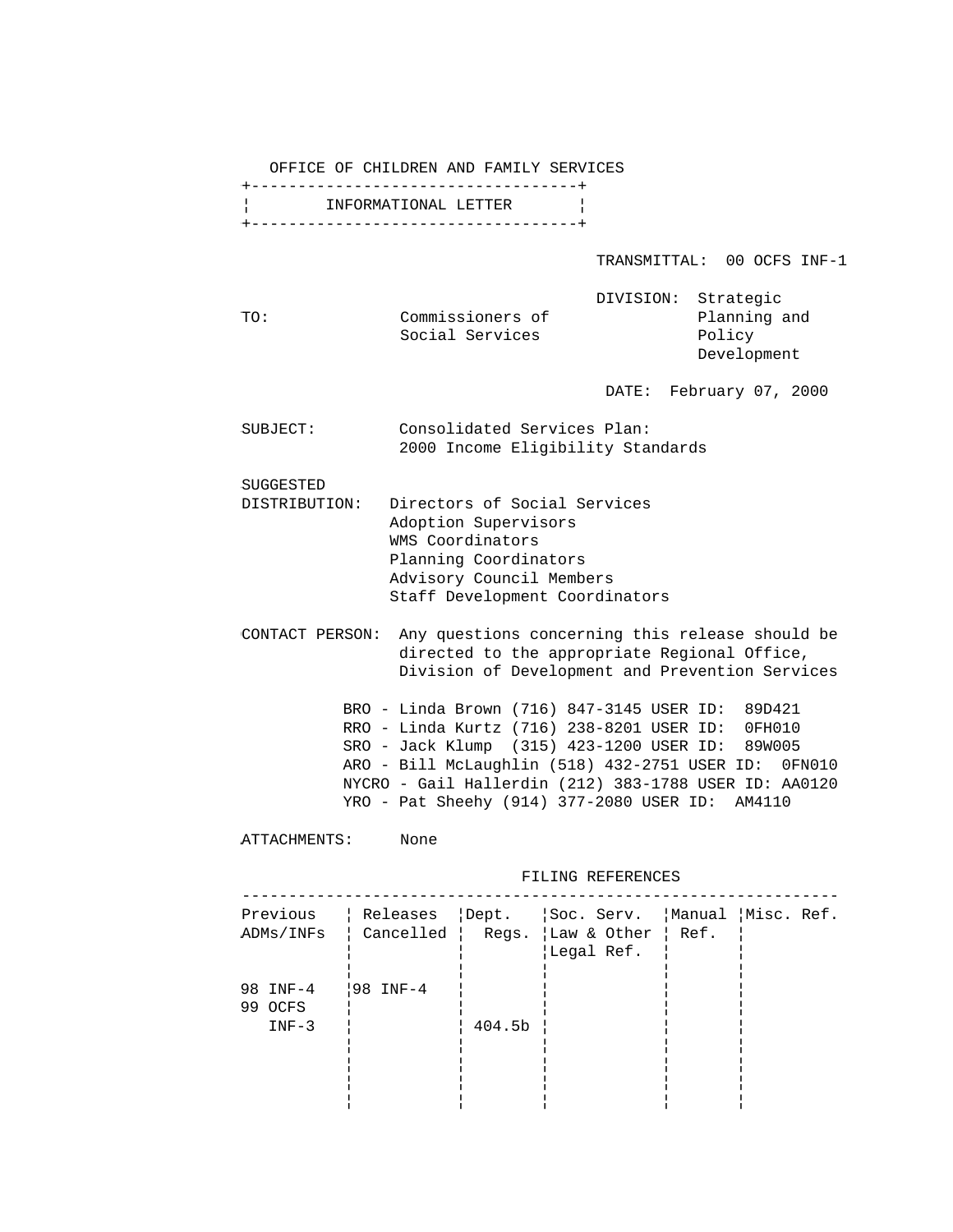OFFICE OF CHILDREN AND FAMILY SERVICES

## INFORMATIONAL LETTER

TRANSMITTAL: 00 OCFS INF-1

DIVISION: Strategic Planning and Policy Development

TO: Commissioners of Social Services

DATE: February 07, 2000

SUBJECT: Consolidated Services Plan: 2000 Income Eligibility Standards

SUGGESTED DISTRIBUTION:
- Directors of Social Services
- Adoption Supervisors
- WMS Coordinators
- Planning Coordinators
- Advisory Council Members
- Staff Development Coordinators

CONTACT PERSON: Any questions concerning this release should be directed to the appropriate Regional Office, Division of Development and Prevention Services

- BRO - Linda Brown (716) 847-3145 USER ID: 89D421
- RRO - Linda Kurtz (716) 238-8201 USER ID: 0FH010
- SRO - Jack Klump (315) 423-1200 USER ID: 89W005
- ARO - Bill McLaughlin (518) 432-2751 USER ID: 0FN010
- NYCRO - Gail Hallerdin (212) 383-1788 USER ID: AA0120
- YRO - Pat Sheehy (914) 377-2080 USER ID: AM4110

ATTACHMENTS: None

FILING REFERENCES

| Previous ADMs/INFs | Releases Cancelled | Dept. Regs. | Soc. Serv. Law & Other Legal Ref. | Manual Ref. | Misc. Ref. |
|---|---|---|---|---|---|
| 98 INF-4 | 98 INF-4 | | | | |
| 99 OCFS INF-3 | | 404.5b | | | |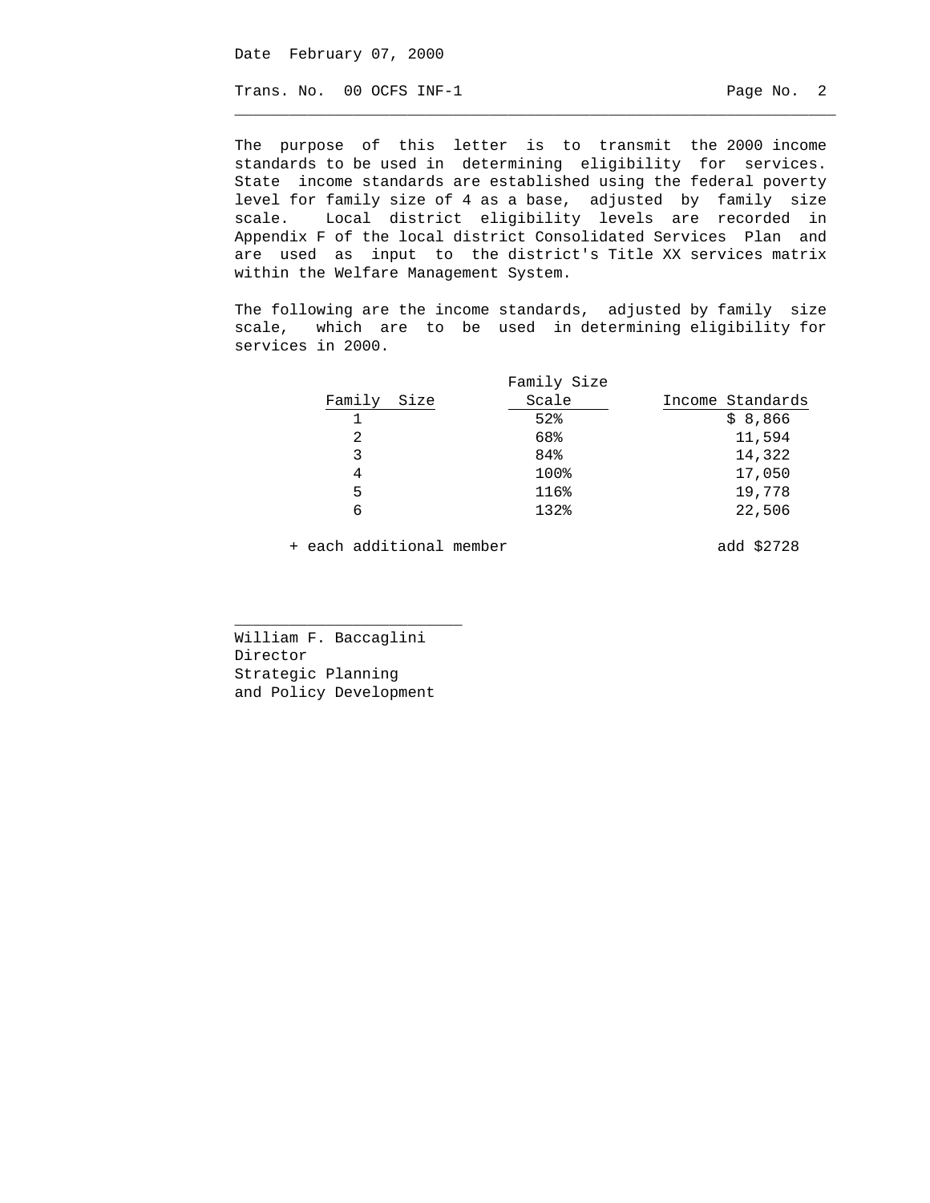Date February 07, 2000

Trans. No. 00 OCFS INF-1

The purpose of this letter is to transmit the 2000 income standards to be used in determining eligibility for services. State income standards are established using the federal poverty level for family size of 4 as a base, adjusted by family size scale. Local district eligibility levels are recorded in Appendix F of the local district Consolidated Services Plan and are used as input to the district's Title XX services matrix within the Welfare Management System.

The following are the income standards, adjusted by family size scale, which are to be used in determining eligibility for services in 2000.

| Family Size | Family Size Scale | Income Standards |
|---|---|---|
| 1 | 52% | $ 8,866 |
| 2 | 68% | 11,594 |
| 3 | 84% | 14,322 |
| 4 | 100% | 17,050 |
| 5 | 116% | 19,778 |
| 6 | 132% | 22,506 |
| + each additional member | | add $2728 |

William F. Baccaglini
Director
Strategic Planning
and Policy Development